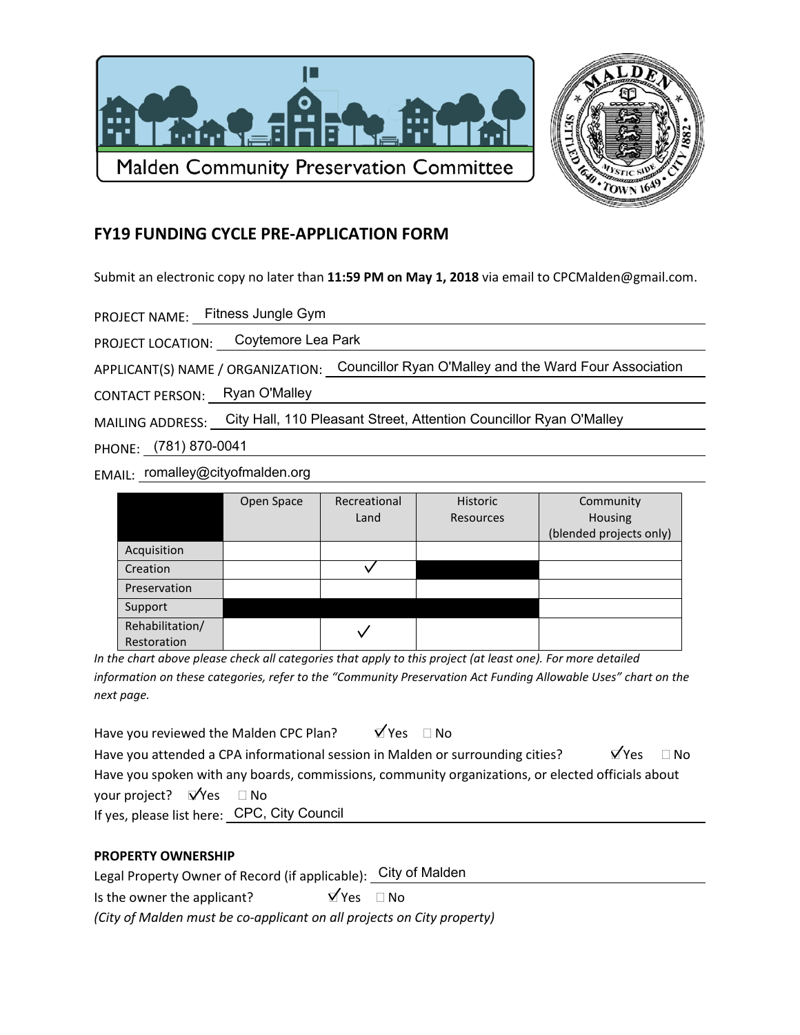Malden Community Preservation Committee

## FY19 FUNDING CYCLE PRE-APPLICATION FORM

Submit an electronic copy no later than **11:59 PM on May 1, 2018** via email to CPCMalden@gmail.com.

PROJECT NAME: Fitness Jungle Gym

PROJECT LOCATION: Coytemore Lea Park

APPLICANT(S) NAME / ORGANIZATION: Councillor Ryan O'Malley and the Ward Four Association

CONTACT PERSON: Ryan O'Malley

MAILING ADDRESS: City Hall, 110 Pleasant Street, Attention Councillor Ryan O'Malley

PHONE: (781) 870-0041

EMAIL: romalley@cityofmalden.org

| | Open Space | Recreational Land | Historic Resources | Community Housing (blended projects only) |
|---|---|---|---|---|
| Acquisition | | | | |
| Creation | | ✓ | ■ | |
| Preservation | | | | |
| Support | ■ | ■ | ■ | |
| Rehabilitation/ Restoration | | ✓ | | |

*In the chart above please check all categories that apply to this project (at least one). For more detailed information on these categories, refer to the "Community Preservation Act Funding Allowable Uses" chart on the next page.*

Have you reviewed the Malden CPC Plan? ☑ Yes ☐ No

Have you attended a CPA informational session in Malden or surrounding cities? ☑ Yes ☐ No

Have you spoken with any boards, commissions, community organizations, or elected officials about your project? ☑ Yes ☐ No

If yes, please list here: CPC, City Council

**PROPERTY OWNERSHIP**

Legal Property Owner of Record (if applicable): City of Malden

Is the owner the applicant? ☑ Yes ☐ No

*(City of Malden must be co-applicant on all projects on City property)*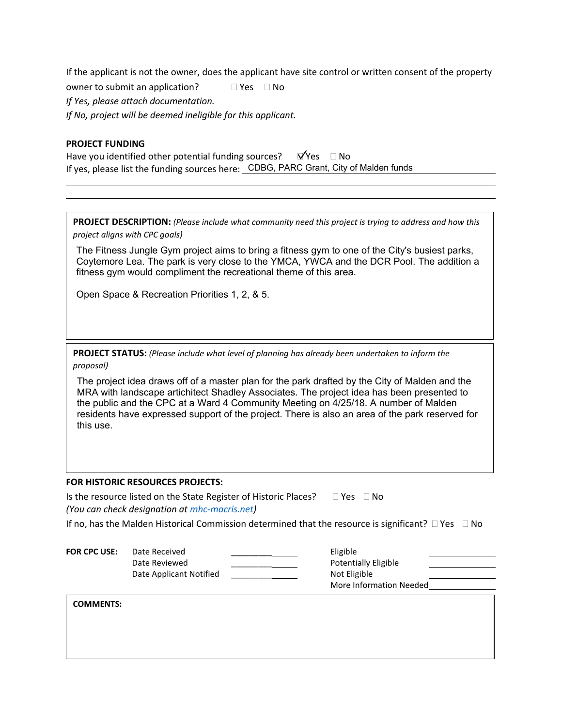If the applicant is not the owner, does the applicant have site control or written consent of the property owner to submit an application? ☐ Yes ☐ No

*If Yes, please attach documentation.*

*If No, project will be deemed ineligible for this applicant.*

**PROJECT FUNDING**

Have you identified other potential funding sources? ☑ Yes ☐ No

If yes, please list the funding sources here: CDBG, PARC Grant, City of Malden funds

**PROJECT DESCRIPTION:** *(Please include what community need this project is trying to address and how this project aligns with CPC goals)*

The Fitness Jungle Gym project aims to bring a fitness gym to one of the City's busiest parks, Coytemore Lea. The park is very close to the YMCA, YWCA and the DCR Pool. The addition a fitness gym would compliment the recreational theme of this area.

Open Space & Recreation Priorities 1, 2, & 5.

**PROJECT STATUS:** *(Please include what level of planning has already been undertaken to inform the proposal)*

The project idea draws off of a master plan for the park drafted by the City of Malden and the MRA with landscape artichitect Shadley Associates. The project idea has been presented to the public and the CPC at a Ward 4 Community Meeting on 4/25/18. A number of Malden residents have expressed support of the project. There is also an area of the park reserved for this use.

**FOR HISTORIC RESOURCES PROJECTS:**

Is the resource listed on the State Register of Historic Places? ☐ Yes ☐ No

*(You can check designation at [mhc-macris.net](mhc-macris.net))*

If no, has the Malden Historical Commission determined that the resource is significant? ☐ Yes ☐ No

| | | | | |
|---|---|---|---|---|
| **FOR CPC USE:** | Date Received | ________ | Eligible | ________ |
| | Date Reviewed | ________ | Potentially Eligible | ________ |
| | Date Applicant Notified | ________ | Not Eligible | ________ |
| | | | More Information Needed | ________ |

**COMMENTS:**